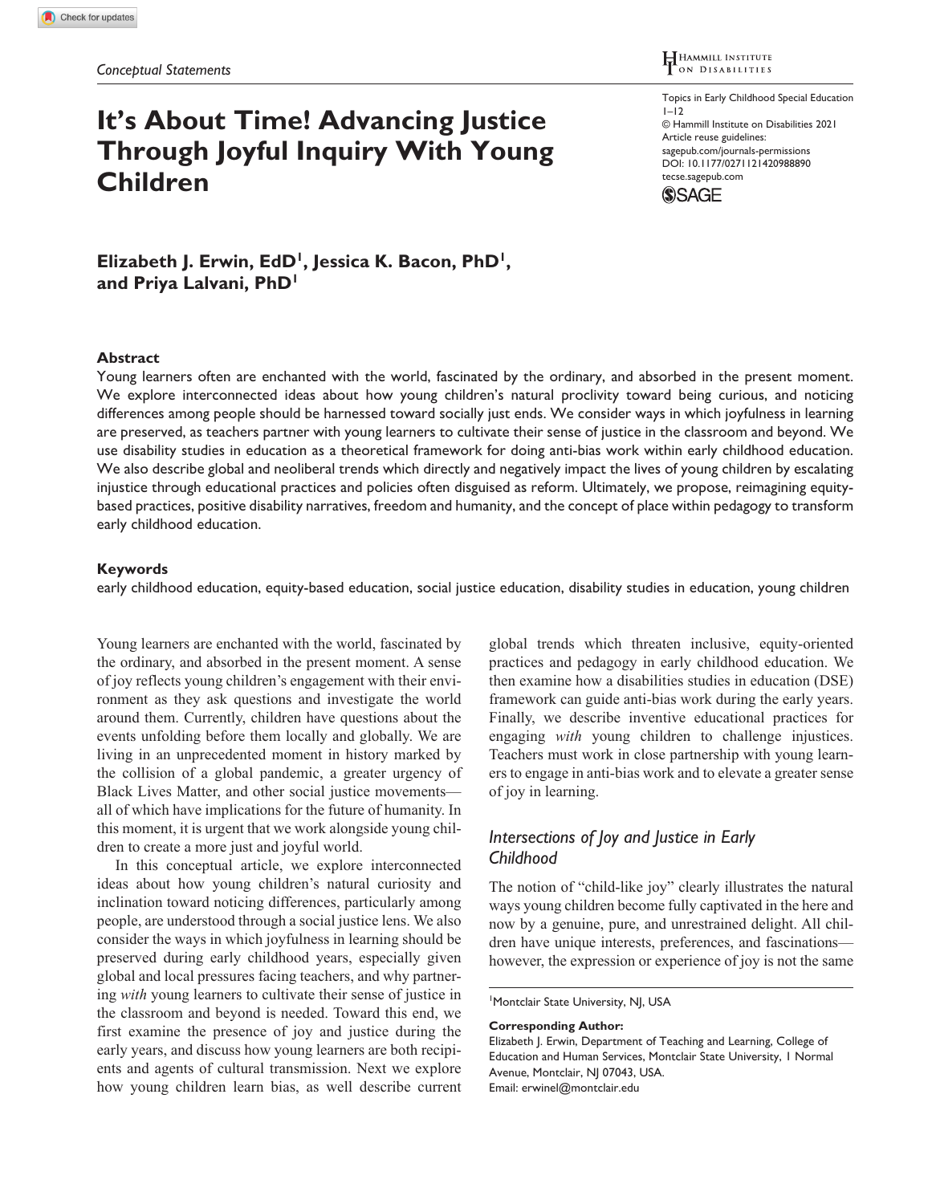*Conceptual Statements*

# It's About Time! Advancing Justice Through Joyful Inquiry With Young Children

**Elizabeth J. Erwin, EdD[1], Jessica K. Bacon, PhD[1], and Priya Lalvani, PhD[1]**

Topics in Early Childhood Special Education
1–12
© Hammill Institute on Disabilities 2021
Article reuse guidelines:
sagepub.com/journals-permissions
DOI: 10.1177/0271121420988890
tecse.sagepub.com

## Abstract

Young learners often are enchanted with the world, fascinated by the ordinary, and absorbed in the present moment. We explore interconnected ideas about how young children's natural proclivity toward being curious, and noticing differences among people should be harnessed toward socially just ends. We consider ways in which joyfulness in learning are preserved, as teachers partner with young learners to cultivate their sense of justice in the classroom and beyond. We use disability studies in education as a theoretical framework for doing anti-bias work within early childhood education. We also describe global and neoliberal trends which directly and negatively impact the lives of young children by escalating injustice through educational practices and policies often disguised as reform. Ultimately, we propose, reimagining equity-based practices, positive disability narratives, freedom and humanity, and the concept of place within pedagogy to transform early childhood education.

## Keywords

early childhood education, equity-based education, social justice education, disability studies in education, young children

Young learners are enchanted with the world, fascinated by the ordinary, and absorbed in the present moment. A sense of joy reflects young children's engagement with their environment as they ask questions and investigate the world around them. Currently, children have questions about the events unfolding before them locally and globally. We are living in an unprecedented moment in history marked by the collision of a global pandemic, a greater urgency of Black Lives Matter, and other social justice movements—all of which have implications for the future of humanity. In this moment, it is urgent that we work alongside young children to create a more just and joyful world.

In this conceptual article, we explore interconnected ideas about how young children's natural curiosity and inclination toward noticing differences, particularly among people, are understood through a social justice lens. We also consider the ways in which joyfulness in learning should be preserved during early childhood years, especially given global and local pressures facing teachers, and why partnering *with* young learners to cultivate their sense of justice in the classroom and beyond is needed. Toward this end, we first examine the presence of joy and justice during the early years, and discuss how young learners are both recipients and agents of cultural transmission. Next we explore how young children learn bias, as well describe current global trends which threaten inclusive, equity-oriented practices and pedagogy in early childhood education. We then examine how a disabilities studies in education (DSE) framework can guide anti-bias work during the early years. Finally, we describe inventive educational practices for engaging *with* young children to challenge injustices. Teachers must work in close partnership with young learners to engage in anti-bias work and to elevate a greater sense of joy in learning.

## *Intersections of Joy and Justice in Early Childhood*

The notion of "child-like joy" clearly illustrates the natural ways young children become fully captivated in the here and now by a genuine, pure, and unrestrained delight. All children have unique interests, preferences, and fascinations—however, the expression or experience of joy is not the same

[1]Montclair State University, NJ, USA

**Corresponding Author:**
Elizabeth J. Erwin, Department of Teaching and Learning, College of Education and Human Services, Montclair State University, 1 Normal Avenue, Montclair, NJ 07043, USA.
Email: erwinel@montclair.edu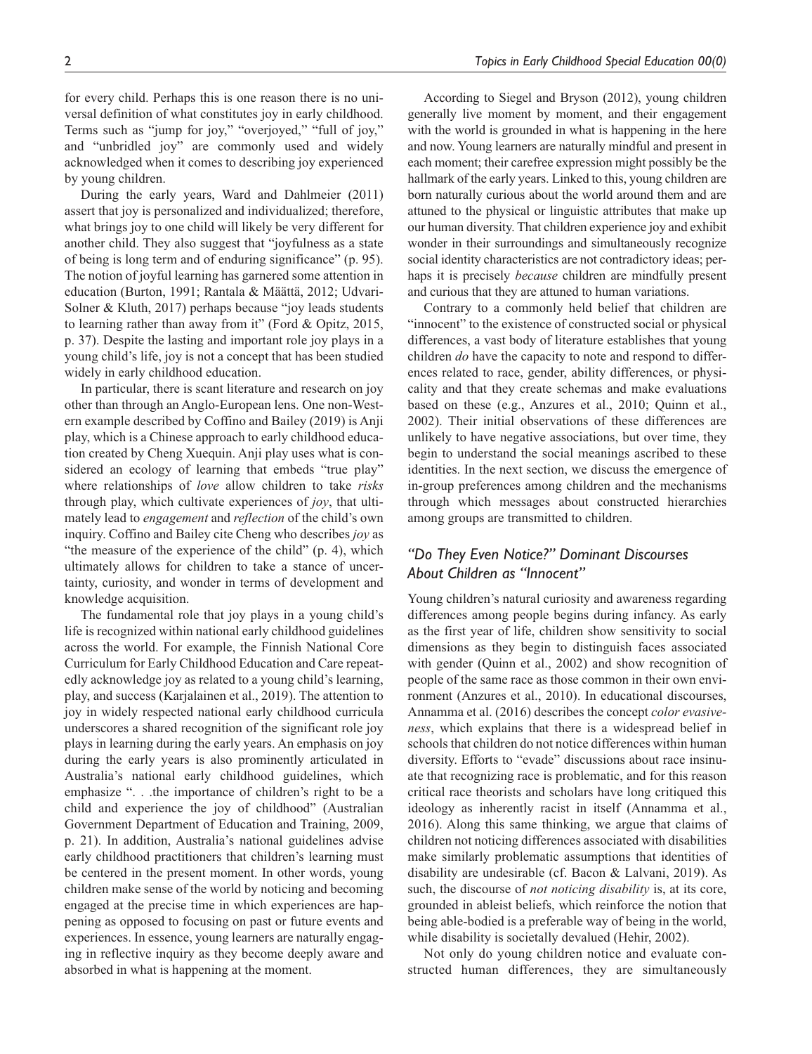for every child. Perhaps this is one reason there is no universal definition of what constitutes joy in early childhood. Terms such as "jump for joy," "overjoyed," "full of joy," and "unbridled joy" are commonly used and widely acknowledged when it comes to describing joy experienced by young children.

During the early years, Ward and Dahlmeier (2011) assert that joy is personalized and individualized; therefore, what brings joy to one child will likely be very different for another child. They also suggest that "joyfulness as a state of being is long term and of enduring significance" (p. 95). The notion of joyful learning has garnered some attention in education (Burton, 1991; Rantala & Määttä, 2012; Udvari-Solner & Kluth, 2017) perhaps because "joy leads students to learning rather than away from it" (Ford & Opitz, 2015, p. 37). Despite the lasting and important role joy plays in a young child's life, joy is not a concept that has been studied widely in early childhood education.

In particular, there is scant literature and research on joy other than through an Anglo-European lens. One non-Western example described by Coffino and Bailey (2019) is Anji play, which is a Chinese approach to early childhood education created by Cheng Xuequin. Anji play uses what is considered an ecology of learning that embeds "true play" where relationships of *love* allow children to take *risks* through play, which cultivate experiences of *joy*, that ultimately lead to *engagement* and *reflection* of the child's own inquiry. Coffino and Bailey cite Cheng who describes *joy* as "the measure of the experience of the child" (p. 4), which ultimately allows for children to take a stance of uncertainty, curiosity, and wonder in terms of development and knowledge acquisition.

The fundamental role that joy plays in a young child's life is recognized within national early childhood guidelines across the world. For example, the Finnish National Core Curriculum for Early Childhood Education and Care repeatedly acknowledge joy as related to a young child's learning, play, and success (Karjalainen et al., 2019). The attention to joy in widely respected national early childhood curricula underscores a shared recognition of the significant role joy plays in learning during the early years. An emphasis on joy during the early years is also prominently articulated in Australia's national early childhood guidelines, which emphasize ". . .the importance of children's right to be a child and experience the joy of childhood" (Australian Government Department of Education and Training, 2009, p. 21). In addition, Australia's national guidelines advise early childhood practitioners that children's learning must be centered in the present moment. In other words, young children make sense of the world by noticing and becoming engaged at the precise time in which experiences are happening as opposed to focusing on past or future events and experiences. In essence, young learners are naturally engaging in reflective inquiry as they become deeply aware and absorbed in what is happening at the moment.

According to Siegel and Bryson (2012), young children generally live moment by moment, and their engagement with the world is grounded in what is happening in the here and now. Young learners are naturally mindful and present in each moment; their carefree expression might possibly be the hallmark of the early years. Linked to this, young children are born naturally curious about the world around them and are attuned to the physical or linguistic attributes that make up our human diversity. That children experience joy and exhibit wonder in their surroundings and simultaneously recognize social identity characteristics are not contradictory ideas; perhaps it is precisely *because* children are mindfully present and curious that they are attuned to human variations.

Contrary to a commonly held belief that children are "innocent" to the existence of constructed social or physical differences, a vast body of literature establishes that young children *do* have the capacity to note and respond to differences related to race, gender, ability differences, or physicality and that they create schemas and make evaluations based on these (e.g., Anzures et al., 2010; Quinn et al., 2002). Their initial observations of these differences are unlikely to have negative associations, but over time, they begin to understand the social meanings ascribed to these identities. In the next section, we discuss the emergence of in-group preferences among children and the mechanisms through which messages about constructed hierarchies among groups are transmitted to children.

## *"Do They Even Notice?" Dominant Discourses About Children as "Innocent"*

Young children's natural curiosity and awareness regarding differences among people begins during infancy. As early as the first year of life, children show sensitivity to social dimensions as they begin to distinguish faces associated with gender (Quinn et al., 2002) and show recognition of people of the same race as those common in their own environment (Anzures et al., 2010). In educational discourses, Annamma et al. (2016) describes the concept *color evasiveness*, which explains that there is a widespread belief in schools that children do not notice differences within human diversity. Efforts to "evade" discussions about race insinuate that recognizing race is problematic, and for this reason critical race theorists and scholars have long critiqued this ideology as inherently racist in itself (Annamma et al., 2016). Along this same thinking, we argue that claims of children not noticing differences associated with disabilities make similarly problematic assumptions that identities of disability are undesirable (cf. Bacon & Lalvani, 2019). As such, the discourse of *not noticing disability* is, at its core, grounded in ableist beliefs, which reinforce the notion that being able-bodied is a preferable way of being in the world, while disability is societally devalued (Hehir, 2002).

Not only do young children notice and evaluate constructed human differences, they are simultaneously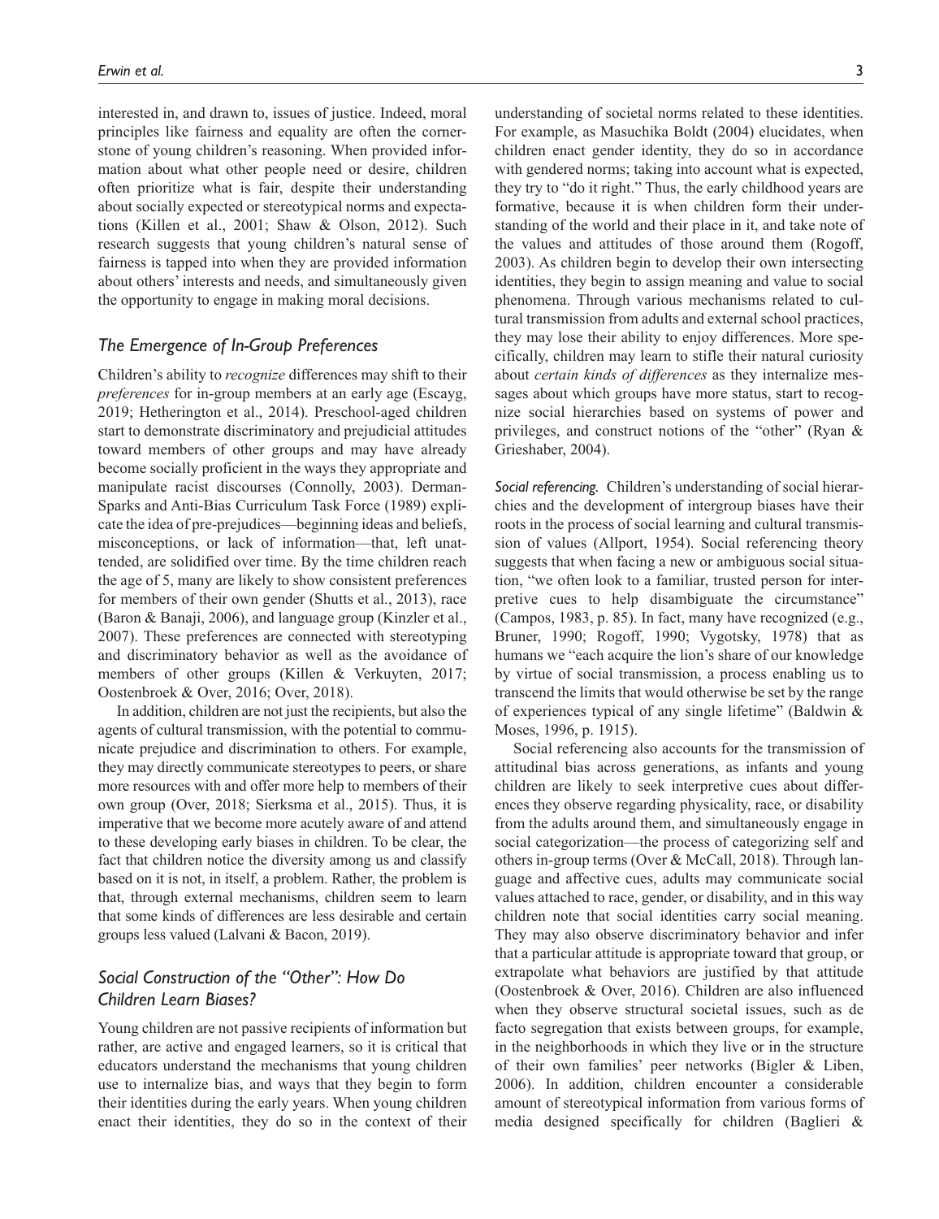interested in, and drawn to, issues of justice. Indeed, moral principles like fairness and equality are often the cornerstone of young children's reasoning. When provided information about what other people need or desire, children often prioritize what is fair, despite their understanding about socially expected or stereotypical norms and expectations (Killen et al., 2001; Shaw & Olson, 2012). Such research suggests that young children's natural sense of fairness is tapped into when they are provided information about others' interests and needs, and simultaneously given the opportunity to engage in making moral decisions.

## *The Emergence of In-Group Preferences*

Children's ability to *recognize* differences may shift to their *preferences* for in-group members at an early age (Escayg, 2019; Hetherington et al., 2014). Preschool-aged children start to demonstrate discriminatory and prejudicial attitudes toward members of other groups and may have already become socially proficient in the ways they appropriate and manipulate racist discourses (Connolly, 2003). Derman-Sparks and Anti-Bias Curriculum Task Force (1989) explicate the idea of pre-prejudices—beginning ideas and beliefs, misconceptions, or lack of information—that, left unattended, are solidified over time. By the time children reach the age of 5, many are likely to show consistent preferences for members of their own gender (Shutts et al., 2013), race (Baron & Banaji, 2006), and language group (Kinzler et al., 2007). These preferences are connected with stereotyping and discriminatory behavior as well as the avoidance of members of other groups (Killen & Verkuyten, 2017; Oostenbroek & Over, 2016; Over, 2018).

In addition, children are not just the recipients, but also the agents of cultural transmission, with the potential to communicate prejudice and discrimination to others. For example, they may directly communicate stereotypes to peers, or share more resources with and offer more help to members of their own group (Over, 2018; Sierksma et al., 2015). Thus, it is imperative that we become more acutely aware of and attend to these developing early biases in children. To be clear, the fact that children notice the diversity among us and classify based on it is not, in itself, a problem. Rather, the problem is that, through external mechanisms, children seem to learn that some kinds of differences are less desirable and certain groups less valued (Lalvani & Bacon, 2019).

## *Social Construction of the "Other": How Do Children Learn Biases?*

Young children are not passive recipients of information but rather, are active and engaged learners, so it is critical that educators understand the mechanisms that young children use to internalize bias, and ways that they begin to form their identities during the early years. When young children enact their identities, they do so in the context of their understanding of societal norms related to these identities. For example, as Masuchika Boldt (2004) elucidates, when children enact gender identity, they do so in accordance with gendered norms; taking into account what is expected, they try to "do it right." Thus, the early childhood years are formative, because it is when children form their understanding of the world and their place in it, and take note of the values and attitudes of those around them (Rogoff, 2003). As children begin to develop their own intersecting identities, they begin to assign meaning and value to social phenomena. Through various mechanisms related to cultural transmission from adults and external school practices, they may lose their ability to enjoy differences. More specifically, children may learn to stifle their natural curiosity about *certain kinds of differences* as they internalize messages about which groups have more status, start to recognize social hierarchies based on systems of power and privileges, and construct notions of the "other" (Ryan & Grieshaber, 2004).

*Social referencing.* Children's understanding of social hierarchies and the development of intergroup biases have their roots in the process of social learning and cultural transmission of values (Allport, 1954). Social referencing theory suggests that when facing a new or ambiguous social situation, "we often look to a familiar, trusted person for interpretive cues to help disambiguate the circumstance" (Campos, 1983, p. 85). In fact, many have recognized (e.g., Bruner, 1990; Rogoff, 1990; Vygotsky, 1978) that as humans we "each acquire the lion's share of our knowledge by virtue of social transmission, a process enabling us to transcend the limits that would otherwise be set by the range of experiences typical of any single lifetime" (Baldwin & Moses, 1996, p. 1915).

Social referencing also accounts for the transmission of attitudinal bias across generations, as infants and young children are likely to seek interpretive cues about differences they observe regarding physicality, race, or disability from the adults around them, and simultaneously engage in social categorization—the process of categorizing self and others in-group terms (Over & McCall, 2018). Through language and affective cues, adults may communicate social values attached to race, gender, or disability, and in this way children note that social identities carry social meaning. They may also observe discriminatory behavior and infer that a particular attitude is appropriate toward that group, or extrapolate what behaviors are justified by that attitude (Oostenbroek & Over, 2016). Children are also influenced when they observe structural societal issues, such as de facto segregation that exists between groups, for example, in the neighborhoods in which they live or in the structure of their own families' peer networks (Bigler & Liben, 2006). In addition, children encounter a considerable amount of stereotypical information from various forms of media designed specifically for children (Baglieri &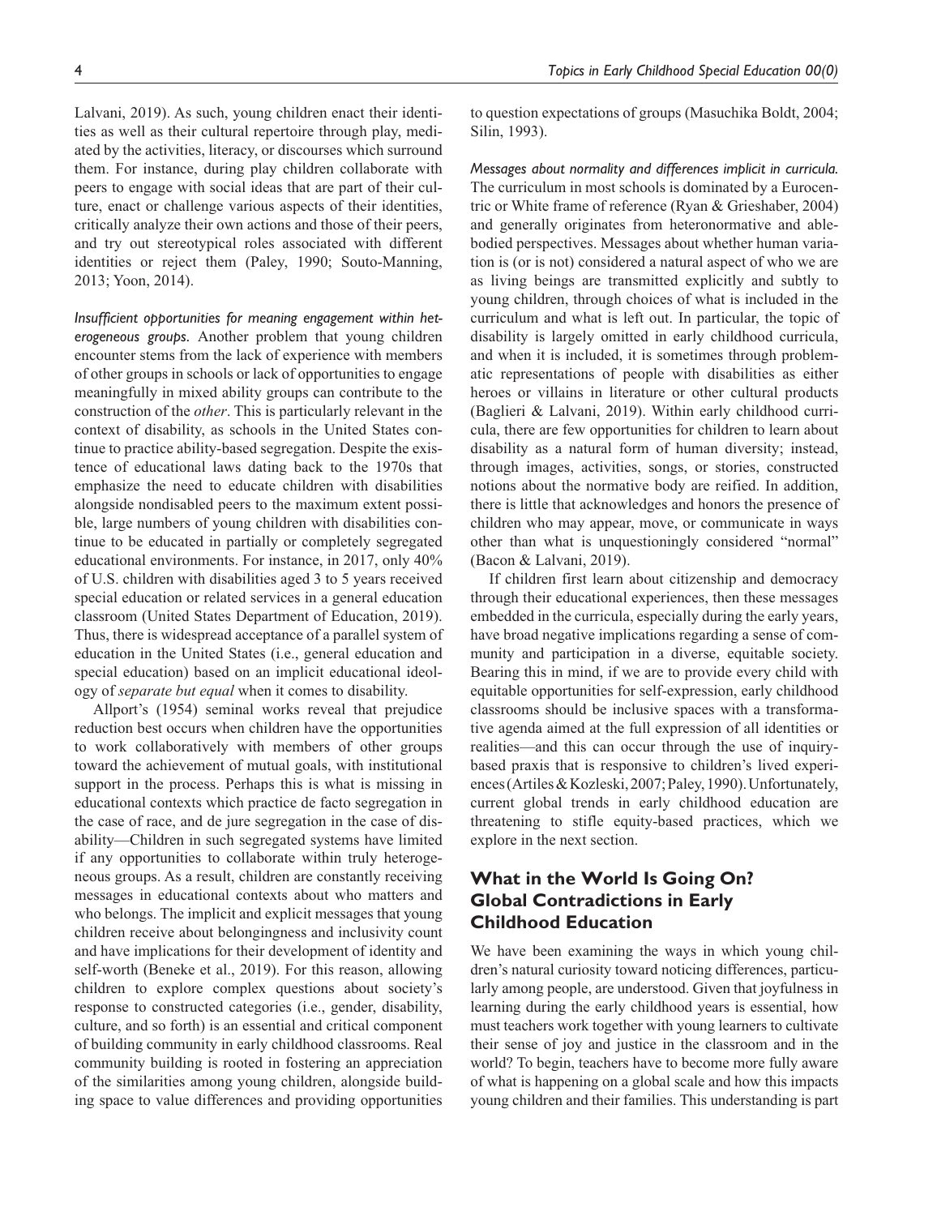Lalvani, 2019). As such, young children enact their identities as well as their cultural repertoire through play, mediated by the activities, literacy, or discourses which surround them. For instance, during play children collaborate with peers to engage with social ideas that are part of their culture, enact or challenge various aspects of their identities, critically analyze their own actions and those of their peers, and try out stereotypical roles associated with different identities or reject them (Paley, 1990; Souto-Manning, 2013; Yoon, 2014).

*Insufficient opportunities for meaning engagement within heterogeneous groups.* Another problem that young children encounter stems from the lack of experience with members of other groups in schools or lack of opportunities to engage meaningfully in mixed ability groups can contribute to the construction of the *other*. This is particularly relevant in the context of disability, as schools in the United States continue to practice ability-based segregation. Despite the existence of educational laws dating back to the 1970s that emphasize the need to educate children with disabilities alongside nondisabled peers to the maximum extent possible, large numbers of young children with disabilities continue to be educated in partially or completely segregated educational environments. For instance, in 2017, only 40% of U.S. children with disabilities aged 3 to 5 years received special education or related services in a general education classroom (United States Department of Education, 2019). Thus, there is widespread acceptance of a parallel system of education in the United States (i.e., general education and special education) based on an implicit educational ideology of *separate but equal* when it comes to disability.

Allport's (1954) seminal works reveal that prejudice reduction best occurs when children have the opportunities to work collaboratively with members of other groups toward the achievement of mutual goals, with institutional support in the process. Perhaps this is what is missing in educational contexts which practice de facto segregation in the case of race, and de jure segregation in the case of disability—Children in such segregated systems have limited if any opportunities to collaborate within truly heterogeneous groups. As a result, children are constantly receiving messages in educational contexts about who matters and who belongs. The implicit and explicit messages that young children receive about belongingness and inclusivity count and have implications for their development of identity and self-worth (Beneke et al., 2019). For this reason, allowing children to explore complex questions about society's response to constructed categories (i.e., gender, disability, culture, and so forth) is an essential and critical component of building community in early childhood classrooms. Real community building is rooted in fostering an appreciation of the similarities among young children, alongside building space to value differences and providing opportunities to question expectations of groups (Masuchika Boldt, 2004; Silin, 1993).

*Messages about normality and differences implicit in curricula.* The curriculum in most schools is dominated by a Eurocentric or White frame of reference (Ryan & Grieshaber, 2004) and generally originates from heteronormative and able-bodied perspectives. Messages about whether human variation is (or is not) considered a natural aspect of who we are as living beings are transmitted explicitly and subtly to young children, through choices of what is included in the curriculum and what is left out. In particular, the topic of disability is largely omitted in early childhood curricula, and when it is included, it is sometimes through problematic representations of people with disabilities as either heroes or villains in literature or other cultural products (Baglieri & Lalvani, 2019). Within early childhood curricula, there are few opportunities for children to learn about disability as a natural form of human diversity; instead, through images, activities, songs, or stories, constructed notions about the normative body are reified. In addition, there is little that acknowledges and honors the presence of children who may appear, move, or communicate in ways other than what is unquestioningly considered "normal" (Bacon & Lalvani, 2019).

If children first learn about citizenship and democracy through their educational experiences, then these messages embedded in the curricula, especially during the early years, have broad negative implications regarding a sense of community and participation in a diverse, equitable society. Bearing this in mind, if we are to provide every child with equitable opportunities for self-expression, early childhood classrooms should be inclusive spaces with a transformative agenda aimed at the full expression of all identities or realities—and this can occur through the use of inquiry-based praxis that is responsive to children's lived experiences (Artiles & Kozleski, 2007; Paley, 1990). Unfortunately, current global trends in early childhood education are threatening to stifle equity-based practices, which we explore in the next section.

## What in the World Is Going On? Global Contradictions in Early Childhood Education

We have been examining the ways in which young children's natural curiosity toward noticing differences, particularly among people, are understood. Given that joyfulness in learning during the early childhood years is essential, how must teachers work together with young learners to cultivate their sense of joy and justice in the classroom and in the world? To begin, teachers have to become more fully aware of what is happening on a global scale and how this impacts young children and their families. This understanding is part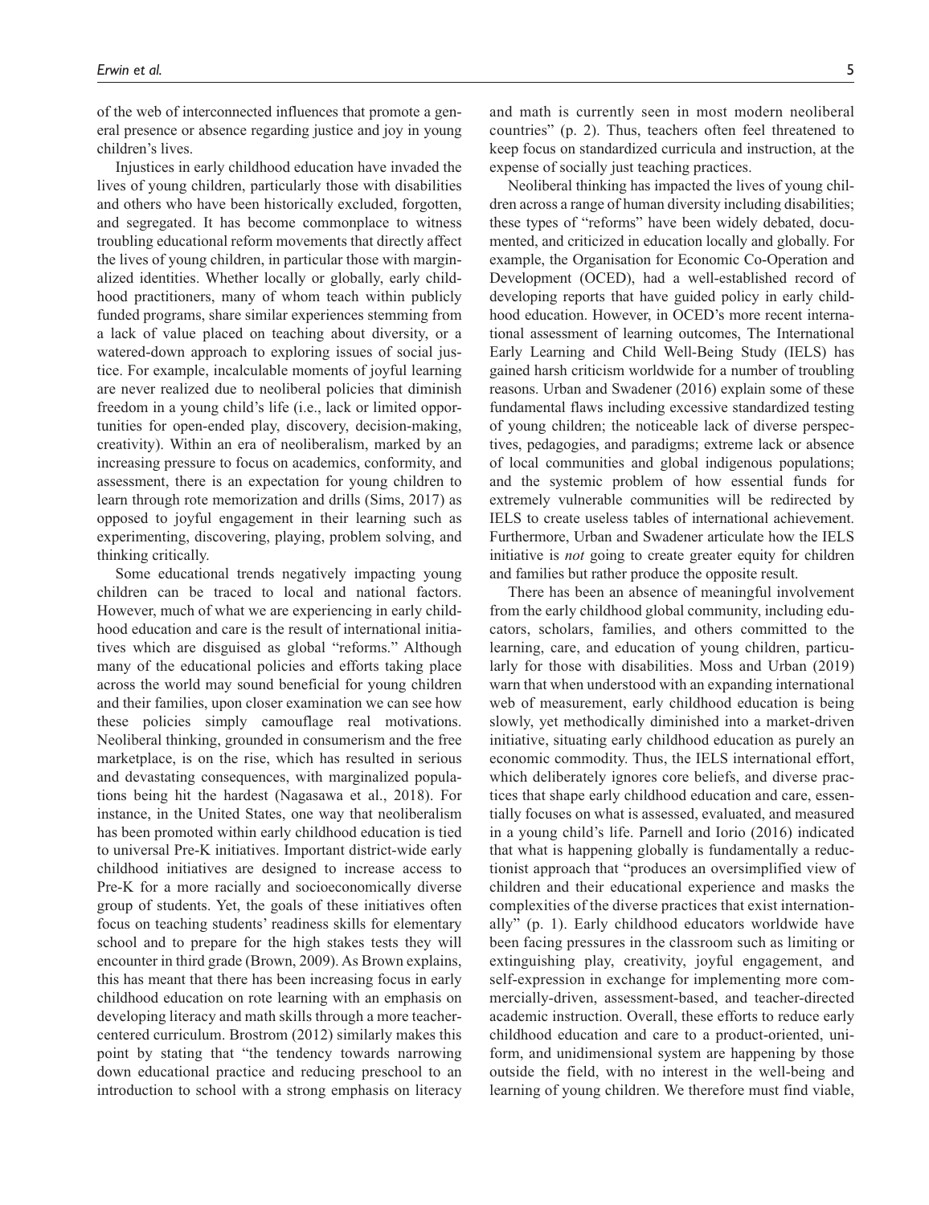of the web of interconnected influences that promote a general presence or absence regarding justice and joy in young children's lives.

Injustices in early childhood education have invaded the lives of young children, particularly those with disabilities and others who have been historically excluded, forgotten, and segregated. It has become commonplace to witness troubling educational reform movements that directly affect the lives of young children, in particular those with marginalized identities. Whether locally or globally, early childhood practitioners, many of whom teach within publicly funded programs, share similar experiences stemming from a lack of value placed on teaching about diversity, or a watered-down approach to exploring issues of social justice. For example, incalculable moments of joyful learning are never realized due to neoliberal policies that diminish freedom in a young child's life (i.e., lack or limited opportunities for open-ended play, discovery, decision-making, creativity). Within an era of neoliberalism, marked by an increasing pressure to focus on academics, conformity, and assessment, there is an expectation for young children to learn through rote memorization and drills (Sims, 2017) as opposed to joyful engagement in their learning such as experimenting, discovering, playing, problem solving, and thinking critically.

Some educational trends negatively impacting young children can be traced to local and national factors. However, much of what we are experiencing in early childhood education and care is the result of international initiatives which are disguised as global "reforms." Although many of the educational policies and efforts taking place across the world may sound beneficial for young children and their families, upon closer examination we can see how these policies simply camouflage real motivations. Neoliberal thinking, grounded in consumerism and the free marketplace, is on the rise, which has resulted in serious and devastating consequences, with marginalized populations being hit the hardest (Nagasawa et al., 2018). For instance, in the United States, one way that neoliberalism has been promoted within early childhood education is tied to universal Pre-K initiatives. Important district-wide early childhood initiatives are designed to increase access to Pre-K for a more racially and socioeconomically diverse group of students. Yet, the goals of these initiatives often focus on teaching students' readiness skills for elementary school and to prepare for the high stakes tests they will encounter in third grade (Brown, 2009). As Brown explains, this has meant that there has been increasing focus in early childhood education on rote learning with an emphasis on developing literacy and math skills through a more teacher-centered curriculum. Brostrom (2012) similarly makes this point by stating that "the tendency towards narrowing down educational practice and reducing preschool to an introduction to school with a strong emphasis on literacy and math is currently seen in most modern neoliberal countries" (p. 2). Thus, teachers often feel threatened to keep focus on standardized curricula and instruction, at the expense of socially just teaching practices.

Neoliberal thinking has impacted the lives of young children across a range of human diversity including disabilities; these types of "reforms" have been widely debated, documented, and criticized in education locally and globally. For example, the Organisation for Economic Co-Operation and Development (OCED), had a well-established record of developing reports that have guided policy in early childhood education. However, in OCED's more recent international assessment of learning outcomes, The International Early Learning and Child Well-Being Study (IELS) has gained harsh criticism worldwide for a number of troubling reasons. Urban and Swadener (2016) explain some of these fundamental flaws including excessive standardized testing of young children; the noticeable lack of diverse perspectives, pedagogies, and paradigms; extreme lack or absence of local communities and global indigenous populations; and the systemic problem of how essential funds for extremely vulnerable communities will be redirected by IELS to create useless tables of international achievement. Furthermore, Urban and Swadener articulate how the IELS initiative is *not* going to create greater equity for children and families but rather produce the opposite result.

There has been an absence of meaningful involvement from the early childhood global community, including educators, scholars, families, and others committed to the learning, care, and education of young children, particularly for those with disabilities. Moss and Urban (2019) warn that when understood with an expanding international web of measurement, early childhood education is being slowly, yet methodically diminished into a market-driven initiative, situating early childhood education as purely an economic commodity. Thus, the IELS international effort, which deliberately ignores core beliefs, and diverse practices that shape early childhood education and care, essentially focuses on what is assessed, evaluated, and measured in a young child's life. Parnell and Iorio (2016) indicated that what is happening globally is fundamentally a reductionist approach that "produces an oversimplified view of children and their educational experience and masks the complexities of the diverse practices that exist internationally" (p. 1). Early childhood educators worldwide have been facing pressures in the classroom such as limiting or extinguishing play, creativity, joyful engagement, and self-expression in exchange for implementing more commercially-driven, assessment-based, and teacher-directed academic instruction. Overall, these efforts to reduce early childhood education and care to a product-oriented, uniform, and unidimensional system are happening by those outside the field, with no interest in the well-being and learning of young children. We therefore must find viable,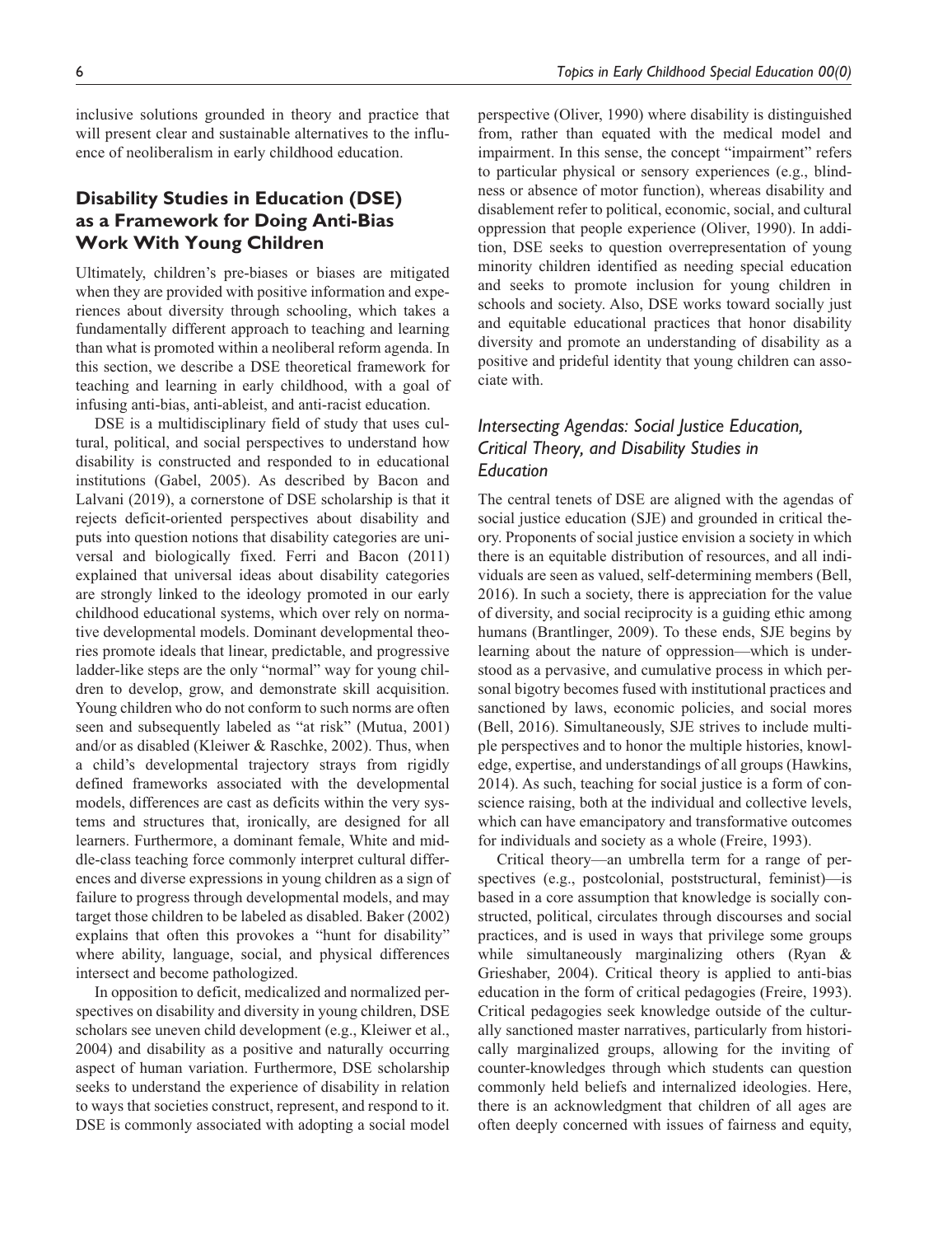inclusive solutions grounded in theory and practice that will present clear and sustainable alternatives to the influence of neoliberalism in early childhood education.

## Disability Studies in Education (DSE) as a Framework for Doing Anti-Bias Work With Young Children

Ultimately, children's pre-biases or biases are mitigated when they are provided with positive information and experiences about diversity through schooling, which takes a fundamentally different approach to teaching and learning than what is promoted within a neoliberal reform agenda. In this section, we describe a DSE theoretical framework for teaching and learning in early childhood, with a goal of infusing anti-bias, anti-ableist, and anti-racist education.

DSE is a multidisciplinary field of study that uses cultural, political, and social perspectives to understand how disability is constructed and responded to in educational institutions (Gabel, 2005). As described by Bacon and Lalvani (2019), a cornerstone of DSE scholarship is that it rejects deficit-oriented perspectives about disability and puts into question notions that disability categories are universal and biologically fixed. Ferri and Bacon (2011) explained that universal ideas about disability categories are strongly linked to the ideology promoted in our early childhood educational systems, which over rely on normative developmental models. Dominant developmental theories promote ideals that linear, predictable, and progressive ladder-like steps are the only "normal" way for young children to develop, grow, and demonstrate skill acquisition. Young children who do not conform to such norms are often seen and subsequently labeled as "at risk" (Mutua, 2001) and/or as disabled (Kleiwer & Raschke, 2002). Thus, when a child's developmental trajectory strays from rigidly defined frameworks associated with the developmental models, differences are cast as deficits within the very systems and structures that, ironically, are designed for all learners. Furthermore, a dominant female, White and middle-class teaching force commonly interpret cultural differences and diverse expressions in young children as a sign of failure to progress through developmental models, and may target those children to be labeled as disabled. Baker (2002) explains that often this provokes a "hunt for disability" where ability, language, social, and physical differences intersect and become pathologized.

In opposition to deficit, medicalized and normalized perspectives on disability and diversity in young children, DSE scholars see uneven child development (e.g., Kleiwer et al., 2004) and disability as a positive and naturally occurring aspect of human variation. Furthermore, DSE scholarship seeks to understand the experience of disability in relation to ways that societies construct, represent, and respond to it. DSE is commonly associated with adopting a social model perspective (Oliver, 1990) where disability is distinguished from, rather than equated with the medical model and impairment. In this sense, the concept "impairment" refers to particular physical or sensory experiences (e.g., blindness or absence of motor function), whereas disability and disablement refer to political, economic, social, and cultural oppression that people experience (Oliver, 1990). In addition, DSE seeks to question overrepresentation of young minority children identified as needing special education and seeks to promote inclusion for young children in schools and society. Also, DSE works toward socially just and equitable educational practices that honor disability diversity and promote an understanding of disability as a positive and prideful identity that young children can associate with.

### *Intersecting Agendas: Social Justice Education, Critical Theory, and Disability Studies in Education*

The central tenets of DSE are aligned with the agendas of social justice education (SJE) and grounded in critical theory. Proponents of social justice envision a society in which there is an equitable distribution of resources, and all individuals are seen as valued, self-determining members (Bell, 2016). In such a society, there is appreciation for the value of diversity, and social reciprocity is a guiding ethic among humans (Brantlinger, 2009). To these ends, SJE begins by learning about the nature of oppression—which is understood as a pervasive, and cumulative process in which personal bigotry becomes fused with institutional practices and sanctioned by laws, economic policies, and social mores (Bell, 2016). Simultaneously, SJE strives to include multiple perspectives and to honor the multiple histories, knowledge, expertise, and understandings of all groups (Hawkins, 2014). As such, teaching for social justice is a form of conscience raising, both at the individual and collective levels, which can have emancipatory and transformative outcomes for individuals and society as a whole (Freire, 1993).

Critical theory—an umbrella term for a range of perspectives (e.g., postcolonial, poststructural, feminist)—is based in a core assumption that knowledge is socially constructed, political, circulates through discourses and social practices, and is used in ways that privilege some groups while simultaneously marginalizing others (Ryan & Grieshaber, 2004). Critical theory is applied to anti-bias education in the form of critical pedagogies (Freire, 1993). Critical pedagogies seek knowledge outside of the culturally sanctioned master narratives, particularly from historically marginalized groups, allowing for the inviting of counter-knowledges through which students can question commonly held beliefs and internalized ideologies. Here, there is an acknowledgment that children of all ages are often deeply concerned with issues of fairness and equity,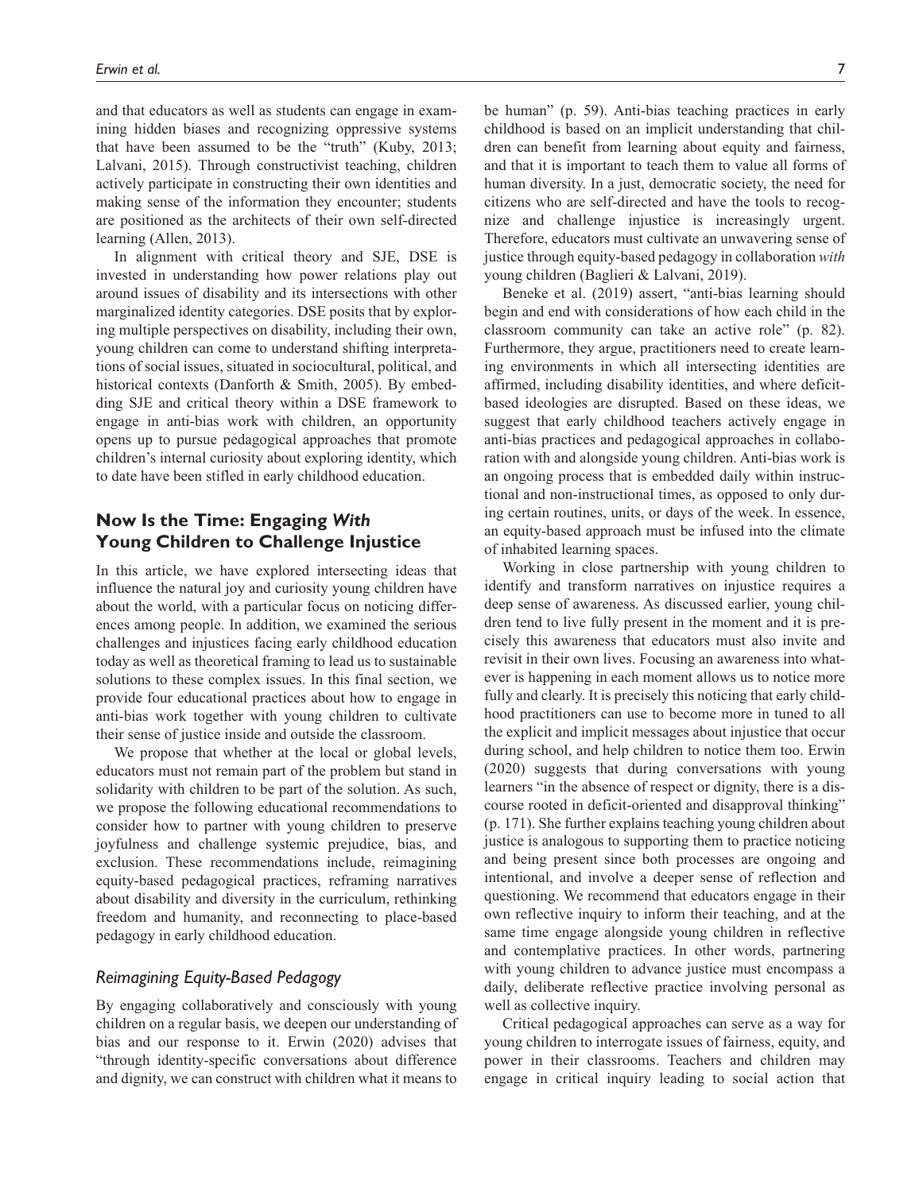and that educators as well as students can engage in examining hidden biases and recognizing oppressive systems that have been assumed to be the "truth" (Kuby, 2013; Lalvani, 2015). Through constructivist teaching, children actively participate in constructing their own identities and making sense of the information they encounter; students are positioned as the architects of their own self-directed learning (Allen, 2013).

In alignment with critical theory and SJE, DSE is invested in understanding how power relations play out around issues of disability and its intersections with other marginalized identity categories. DSE posits that by exploring multiple perspectives on disability, including their own, young children can come to understand shifting interpretations of social issues, situated in sociocultural, political, and historical contexts (Danforth & Smith, 2005). By embedding SJE and critical theory within a DSE framework to engage in anti-bias work with children, an opportunity opens up to pursue pedagogical approaches that promote children's internal curiosity about exploring identity, which to date have been stifled in early childhood education.

## Now Is the Time: Engaging *With* Young Children to Challenge Injustice

In this article, we have explored intersecting ideas that influence the natural joy and curiosity young children have about the world, with a particular focus on noticing differences among people. In addition, we examined the serious challenges and injustices facing early childhood education today as well as theoretical framing to lead us to sustainable solutions to these complex issues. In this final section, we provide four educational practices about how to engage in anti-bias work together with young children to cultivate their sense of justice inside and outside the classroom.

We propose that whether at the local or global levels, educators must not remain part of the problem but stand in solidarity with children to be part of the solution. As such, we propose the following educational recommendations to consider how to partner with young children to preserve joyfulness and challenge systemic prejudice, bias, and exclusion. These recommendations include, reimagining equity-based pedagogical practices, reframing narratives about disability and diversity in the curriculum, rethinking freedom and humanity, and reconnecting to place-based pedagogy in early childhood education.

### *Reimagining Equity-Based Pedagogy*

By engaging collaboratively and consciously with young children on a regular basis, we deepen our understanding of bias and our response to it. Erwin (2020) advises that "through identity-specific conversations about difference and dignity, we can construct with children what it means to be human" (p. 59). Anti-bias teaching practices in early childhood is based on an implicit understanding that children can benefit from learning about equity and fairness, and that it is important to teach them to value all forms of human diversity. In a just, democratic society, the need for citizens who are self-directed and have the tools to recognize and challenge injustice is increasingly urgent. Therefore, educators must cultivate an unwavering sense of justice through equity-based pedagogy in collaboration *with* young children (Baglieri & Lalvani, 2019).

Beneke et al. (2019) assert, "anti-bias learning should begin and end with considerations of how each child in the classroom community can take an active role" (p. 82). Furthermore, they argue, practitioners need to create learning environments in which all intersecting identities are affirmed, including disability identities, and where deficit-based ideologies are disrupted. Based on these ideas, we suggest that early childhood teachers actively engage in anti-bias practices and pedagogical approaches in collaboration with and alongside young children. Anti-bias work is an ongoing process that is embedded daily within instructional and non-instructional times, as opposed to only during certain routines, units, or days of the week. In essence, an equity-based approach must be infused into the climate of inhabited learning spaces.

Working in close partnership with young children to identify and transform narratives on injustice requires a deep sense of awareness. As discussed earlier, young children tend to live fully present in the moment and it is precisely this awareness that educators must also invite and revisit in their own lives. Focusing an awareness into whatever is happening in each moment allows us to notice more fully and clearly. It is precisely this noticing that early childhood practitioners can use to become more in tuned to all the explicit and implicit messages about injustice that occur during school, and help children to notice them too. Erwin (2020) suggests that during conversations with young learners "in the absence of respect or dignity, there is a discourse rooted in deficit-oriented and disapproval thinking" (p. 171). She further explains teaching young children about justice is analogous to supporting them to practice noticing and being present since both processes are ongoing and intentional, and involve a deeper sense of reflection and questioning. We recommend that educators engage in their own reflective inquiry to inform their teaching, and at the same time engage alongside young children in reflective and contemplative practices. In other words, partnering with young children to advance justice must encompass a daily, deliberate reflective practice involving personal as well as collective inquiry.

Critical pedagogical approaches can serve as a way for young children to interrogate issues of fairness, equity, and power in their classrooms. Teachers and children may engage in critical inquiry leading to social action that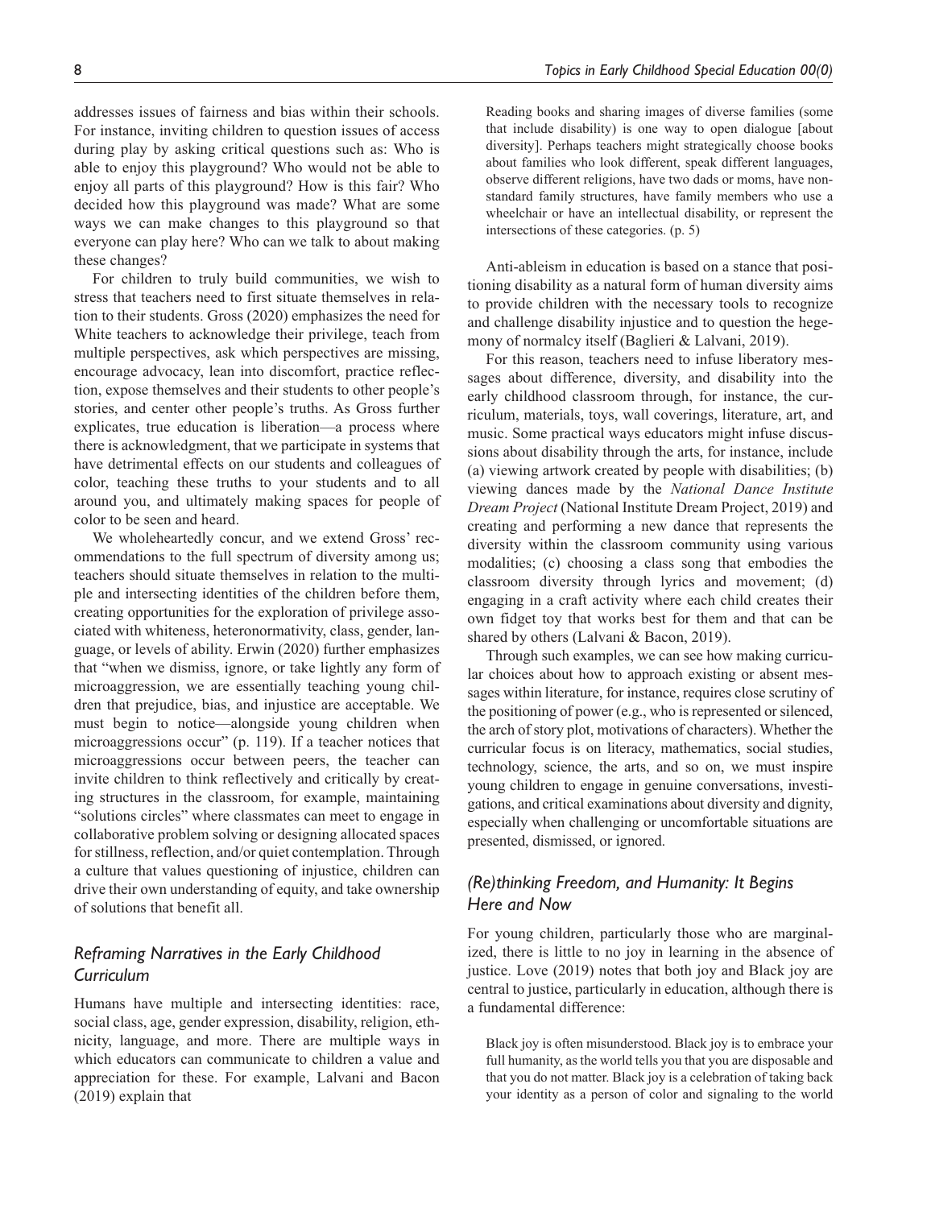addresses issues of fairness and bias within their schools. For instance, inviting children to question issues of access during play by asking critical questions such as: Who is able to enjoy this playground? Who would not be able to enjoy all parts of this playground? How is this fair? Who decided how this playground was made? What are some ways we can make changes to this playground so that everyone can play here? Who can we talk to about making these changes?

For children to truly build communities, we wish to stress that teachers need to first situate themselves in relation to their students. Gross (2020) emphasizes the need for White teachers to acknowledge their privilege, teach from multiple perspectives, ask which perspectives are missing, encourage advocacy, lean into discomfort, practice reflection, expose themselves and their students to other people's stories, and center other people's truths. As Gross further explicates, true education is liberation—a process where there is acknowledgment, that we participate in systems that have detrimental effects on our students and colleagues of color, teaching these truths to your students and to all around you, and ultimately making spaces for people of color to be seen and heard.

We wholeheartedly concur, and we extend Gross' recommendations to the full spectrum of diversity among us; teachers should situate themselves in relation to the multiple and intersecting identities of the children before them, creating opportunities for the exploration of privilege associated with whiteness, heteronormativity, class, gender, language, or levels of ability. Erwin (2020) further emphasizes that "when we dismiss, ignore, or take lightly any form of microaggression, we are essentially teaching young children that prejudice, bias, and injustice are acceptable. We must begin to notice—alongside young children when microaggressions occur" (p. 119). If a teacher notices that microaggressions occur between peers, the teacher can invite children to think reflectively and critically by creating structures in the classroom, for example, maintaining "solutions circles" where classmates can meet to engage in collaborative problem solving or designing allocated spaces for stillness, reflection, and/or quiet contemplation. Through a culture that values questioning of injustice, children can drive their own understanding of equity, and take ownership of solutions that benefit all.

### *Reframing Narratives in the Early Childhood Curriculum*

Humans have multiple and intersecting identities: race, social class, age, gender expression, disability, religion, ethnicity, language, and more. There are multiple ways in which educators can communicate to children a value and appreciation for these. For example, Lalvani and Bacon (2019) explain that

> Reading books and sharing images of diverse families (some that include disability) is one way to open dialogue [about diversity]. Perhaps teachers might strategically choose books about families who look different, speak different languages, observe different religions, have two dads or moms, have nonstandard family structures, have family members who use a wheelchair or have an intellectual disability, or represent the intersections of these categories. (p. 5)

Anti-ableism in education is based on a stance that positioning disability as a natural form of human diversity aims to provide children with the necessary tools to recognize and challenge disability injustice and to question the hegemony of normalcy itself (Baglieri & Lalvani, 2019).

For this reason, teachers need to infuse liberatory messages about difference, diversity, and disability into the early childhood classroom through, for instance, the curriculum, materials, toys, wall coverings, literature, art, and music. Some practical ways educators might infuse discussions about disability through the arts, for instance, include (a) viewing artwork created by people with disabilities; (b) viewing dances made by the *National Dance Institute Dream Project* (National Institute Dream Project, 2019) and creating and performing a new dance that represents the diversity within the classroom community using various modalities; (c) choosing a class song that embodies the classroom diversity through lyrics and movement; (d) engaging in a craft activity where each child creates their own fidget toy that works best for them and that can be shared by others (Lalvani & Bacon, 2019).

Through such examples, we can see how making curricular choices about how to approach existing or absent messages within literature, for instance, requires close scrutiny of the positioning of power (e.g., who is represented or silenced, the arch of story plot, motivations of characters). Whether the curricular focus is on literacy, mathematics, social studies, technology, science, the arts, and so on, we must inspire young children to engage in genuine conversations, investigations, and critical examinations about diversity and dignity, especially when challenging or uncomfortable situations are presented, dismissed, or ignored.

### *(Re)thinking Freedom, and Humanity: It Begins Here and Now*

For young children, particularly those who are marginalized, there is little to no joy in learning in the absence of justice. Love (2019) notes that both joy and Black joy are central to justice, particularly in education, although there is a fundamental difference:

> Black joy is often misunderstood. Black joy is to embrace your full humanity, as the world tells you that you are disposable and that you do not matter. Black joy is a celebration of taking back your identity as a person of color and signaling to the world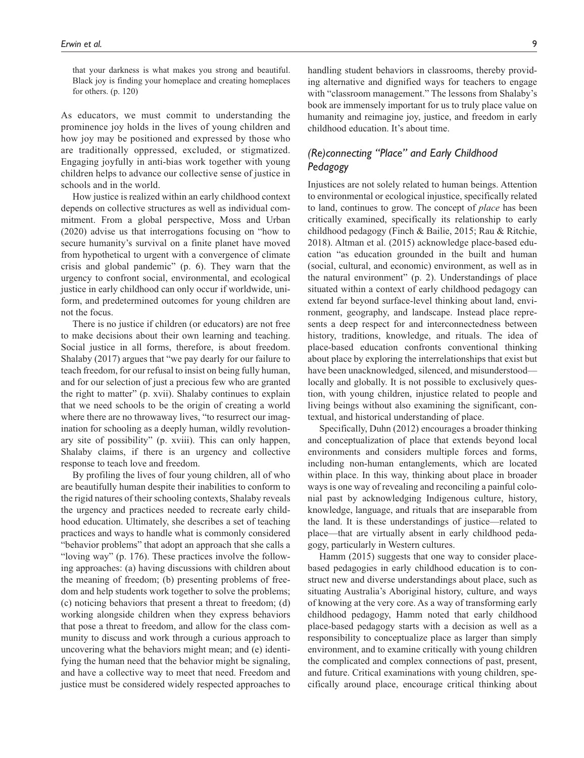> that your darkness is what makes you strong and beautiful. Black joy is finding your homeplace and creating homeplaces for others. (p. 120)

As educators, we must commit to understanding the prominence joy holds in the lives of young children and how joy may be positioned and expressed by those who are traditionally oppressed, excluded, or stigmatized. Engaging joyfully in anti-bias work together with young children helps to advance our collective sense of justice in schools and in the world.

How justice is realized within an early childhood context depends on collective structures as well as individual commitment. From a global perspective, Moss and Urban (2020) advise us that interrogations focusing on "how to secure humanity's survival on a finite planet have moved from hypothetical to urgent with a convergence of climate crisis and global pandemic" (p. 6). They warn that the urgency to confront social, environmental, and ecological justice in early childhood can only occur if worldwide, uniform, and predetermined outcomes for young children are not the focus.

There is no justice if children (or educators) are not free to make decisions about their own learning and teaching. Social justice in all forms, therefore, is about freedom. Shalaby (2017) argues that "we pay dearly for our failure to teach freedom, for our refusal to insist on being fully human, and for our selection of just a precious few who are granted the right to matter" (p. xvii). Shalaby continues to explain that we need schools to be the origin of creating a world where there are no throwaway lives, "to resurrect our imagination for schooling as a deeply human, wildly revolutionary site of possibility" (p. xviii). This can only happen, Shalaby claims, if there is an urgency and collective response to teach love and freedom.

By profiling the lives of four young children, all of who are beautifully human despite their inabilities to conform to the rigid natures of their schooling contexts, Shalaby reveals the urgency and practices needed to recreate early childhood education. Ultimately, she describes a set of teaching practices and ways to handle what is commonly considered "behavior problems" that adopt an approach that she calls a "loving way" (p. 176). These practices involve the following approaches: (a) having discussions with children about the meaning of freedom; (b) presenting problems of freedom and help students work together to solve the problems; (c) noticing behaviors that present a threat to freedom; (d) working alongside children when they express behaviors that pose a threat to freedom, and allow for the class community to discuss and work through a curious approach to uncovering what the behaviors might mean; and (e) identifying the human need that the behavior might be signaling, and have a collective way to meet that need. Freedom and justice must be considered widely respected approaches to handling student behaviors in classrooms, thereby providing alternative and dignified ways for teachers to engage with "classroom management." The lessons from Shalaby's book are immensely important for us to truly place value on humanity and reimagine joy, justice, and freedom in early childhood education. It's about time.

## *(Re)connecting "Place" and Early Childhood Pedagogy*

Injustices are not solely related to human beings. Attention to environmental or ecological injustice, specifically related to land, continues to grow. The concept of *place* has been critically examined, specifically its relationship to early childhood pedagogy (Finch & Bailie, 2015; Rau & Ritchie, 2018). Altman et al. (2015) acknowledge place-based education "as education grounded in the built and human (social, cultural, and economic) environment, as well as in the natural environment" (p. 2). Understandings of place situated within a context of early childhood pedagogy can extend far beyond surface-level thinking about land, environment, geography, and landscape. Instead place represents a deep respect for and interconnectedness between history, traditions, knowledge, and rituals. The idea of place-based education confronts conventional thinking about place by exploring the interrelationships that exist but have been unacknowledged, silenced, and misunderstood—locally and globally. It is not possible to exclusively question, with young children, injustice related to people and living beings without also examining the significant, contextual, and historical understanding of place.

Specifically, Duhn (2012) encourages a broader thinking and conceptualization of place that extends beyond local environments and considers multiple forces and forms, including non-human entanglements, which are located within place. In this way, thinking about place in broader ways is one way of revealing and reconciling a painful colonial past by acknowledging Indigenous culture, history, knowledge, language, and rituals that are inseparable from the land. It is these understandings of justice—related to place—that are virtually absent in early childhood pedagogy, particularly in Western cultures.

Hamm (2015) suggests that one way to consider place-based pedagogies in early childhood education is to construct new and diverse understandings about place, such as situating Australia's Aboriginal history, culture, and ways of knowing at the very core. As a way of transforming early childhood pedagogy, Hamm noted that early childhood place-based pedagogy starts with a decision as well as a responsibility to conceptualize place as larger than simply environment, and to examine critically with young children the complicated and complex connections of past, present, and future. Critical examinations with young children, specifically around place, encourage critical thinking about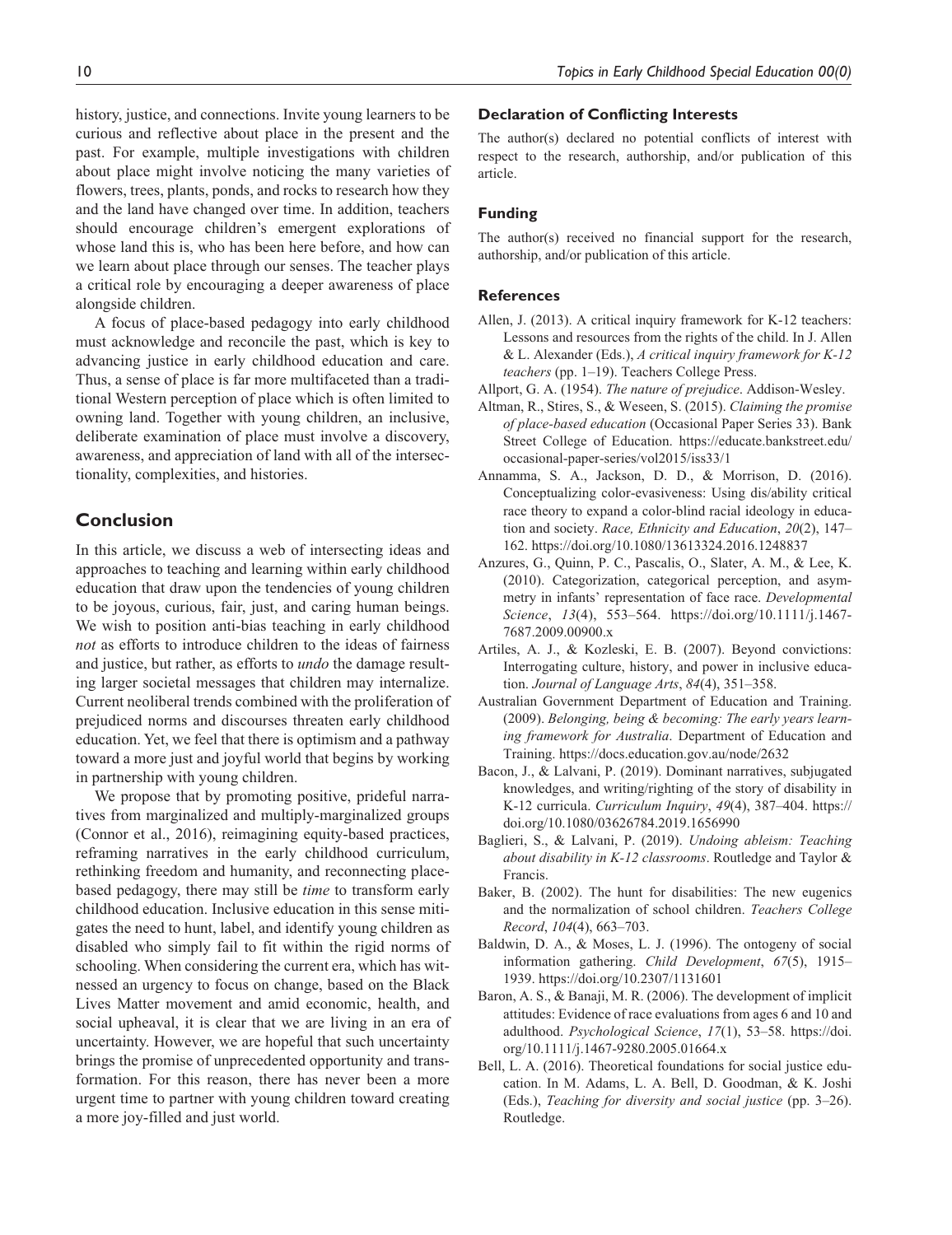history, justice, and connections. Invite young learners to be curious and reflective about place in the present and the past. For example, multiple investigations with children about place might involve noticing the many varieties of flowers, trees, plants, ponds, and rocks to research how they and the land have changed over time. In addition, teachers should encourage children's emergent explorations of whose land this is, who has been here before, and how can we learn about place through our senses. The teacher plays a critical role by encouraging a deeper awareness of place alongside children.

A focus of place-based pedagogy into early childhood must acknowledge and reconcile the past, which is key to advancing justice in early childhood education and care. Thus, a sense of place is far more multifaceted than a traditional Western perception of place which is often limited to owning land. Together with young children, an inclusive, deliberate examination of place must involve a discovery, awareness, and appreciation of land with all of the intersectionality, complexities, and histories.

## Conclusion

In this article, we discuss a web of intersecting ideas and approaches to teaching and learning within early childhood education that draw upon the tendencies of young children to be joyous, curious, fair, just, and caring human beings. We wish to position anti-bias teaching in early childhood *not* as efforts to introduce children to the ideas of fairness and justice, but rather, as efforts to *undo* the damage resulting larger societal messages that children may internalize. Current neoliberal trends combined with the proliferation of prejudiced norms and discourses threaten early childhood education. Yet, we feel that there is optimism and a pathway toward a more just and joyful world that begins by working in partnership with young children.

We propose that by promoting positive, prideful narratives from marginalized and multiply-marginalized groups (Connor et al., 2016), reimagining equity-based practices, reframing narratives in the early childhood curriculum, rethinking freedom and humanity, and reconnecting place-based pedagogy, there may still be *time* to transform early childhood education. Inclusive education in this sense mitigates the need to hunt, label, and identify young children as disabled who simply fail to fit within the rigid norms of schooling. When considering the current era, which has witnessed an urgency to focus on change, based on the Black Lives Matter movement and amid economic, health, and social upheaval, it is clear that we are living in an era of uncertainty. However, we are hopeful that such uncertainty brings the promise of unprecedented opportunity and transformation. For this reason, there has never been a more urgent time to partner with young children toward creating a more joy-filled and just world.

### Declaration of Conflicting Interests

The author(s) declared no potential conflicts of interest with respect to the research, authorship, and/or publication of this article.

### Funding

The author(s) received no financial support for the research, authorship, and/or publication of this article.

### References

Allen, J. (2013). A critical inquiry framework for K-12 teachers: Lessons and resources from the rights of the child. In J. Allen & L. Alexander (Eds.), *A critical inquiry framework for K-12 teachers* (pp. 1–19). Teachers College Press.

Allport, G. A. (1954). *The nature of prejudice*. Addison-Wesley.

Altman, R., Stires, S., & Weseen, S. (2015). *Claiming the promise of place-based education* (Occasional Paper Series 33). Bank Street College of Education. https://educate.bankstreet.edu/occasional-paper-series/vol2015/iss33/1

Annamma, S. A., Jackson, D. D., & Morrison, D. (2016). Conceptualizing color-evasiveness: Using dis/ability critical race theory to expand a color-blind racial ideology in education and society. *Race, Ethnicity and Education*, *20*(2), 147–162. https://doi.org/10.1080/13613324.2016.1248837

Anzures, G., Quinn, P. C., Pascalis, O., Slater, A. M., & Lee, K. (2010). Categorization, categorical perception, and asymmetry in infants' representation of face race. *Developmental Science*, *13*(4), 553–564. https://doi.org/10.1111/j.1467-7687.2009.00900.x

Artiles, A. J., & Kozleski, E. B. (2007). Beyond convictions: Interrogating culture, history, and power in inclusive education. *Journal of Language Arts*, *84*(4), 351–358.

Australian Government Department of Education and Training. (2009). *Belonging, being & becoming: The early years learning framework for Australia*. Department of Education and Training. https://docs.education.gov.au/node/2632

Bacon, J., & Lalvani, P. (2019). Dominant narratives, subjugated knowledges, and writing/righting of the story of disability in K-12 curricula. *Curriculum Inquiry*, *49*(4), 387–404. https://doi.org/10.1080/03626784.2019.1656990

Baglieri, S., & Lalvani, P. (2019). *Undoing ableism: Teaching about disability in K-12 classrooms*. Routledge and Taylor & Francis.

Baker, B. (2002). The hunt for disabilities: The new eugenics and the normalization of school children. *Teachers College Record*, *104*(4), 663–703.

Baldwin, D. A., & Moses, L. J. (1996). The ontogeny of social information gathering. *Child Development*, *67*(5), 1915–1939. https://doi.org/10.2307/1131601

Baron, A. S., & Banaji, M. R. (2006). The development of implicit attitudes: Evidence of race evaluations from ages 6 and 10 and adulthood. *Psychological Science*, *17*(1), 53–58. https://doi.org/10.1111/j.1467-9280.2005.01664.x

Bell, L. A. (2016). Theoretical foundations for social justice education. In M. Adams, L. A. Bell, D. Goodman, & K. Joshi (Eds.), *Teaching for diversity and social justice* (pp. 3–26). Routledge.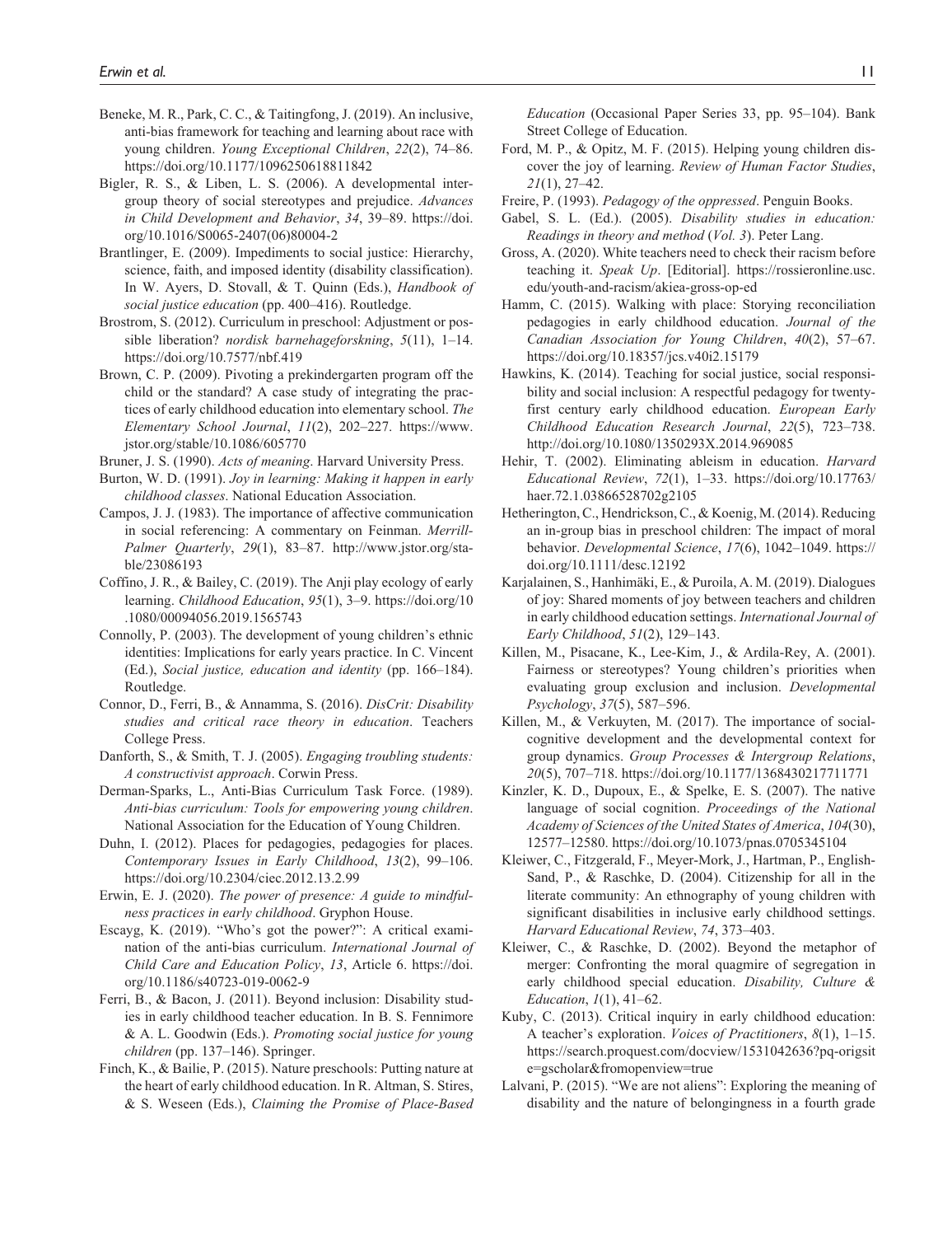Beneke, M. R., Park, C. C., & Taitingfong, J. (2019). An inclusive, anti-bias framework for teaching and learning about race with young children. *Young Exceptional Children*, *22*(2), 74–86. https://doi.org/10.1177/1096250618811842

Bigler, R. S., & Liben, L. S. (2006). A developmental intergroup theory of social stereotypes and prejudice. *Advances in Child Development and Behavior*, *34*, 39–89. https://doi.org/10.1016/S0065-2407(06)80004-2

Brantlinger, E. (2009). Impediments to social justice: Hierarchy, science, faith, and imposed identity (disability classification). In W. Ayers, D. Stovall, & T. Quinn (Eds.), *Handbook of social justice education* (pp. 400–416). Routledge.

Brostrom, S. (2012). Curriculum in preschool: Adjustment or possible liberation? *nordisk barnehageforskning*, *5*(11), 1–14. https://doi.org/10.7577/nbf.419

Brown, C. P. (2009). Pivoting a prekindergarten program off the child or the standard? A case study of integrating the practices of early childhood education into elementary school. *The Elementary School Journal*, *11*(2), 202–227. https://www.jstor.org/stable/10.1086/605770

Bruner, J. S. (1990). *Acts of meaning*. Harvard University Press.

Burton, W. D. (1991). *Joy in learning: Making it happen in early childhood classes*. National Education Association.

Campos, J. J. (1983). The importance of affective communication in social referencing: A commentary on Feinman. *Merrill-Palmer Quarterly*, *29*(1), 83–87. http://www.jstor.org/stable/23086193

Coffino, J. R., & Bailey, C. (2019). The Anji play ecology of early learning. *Childhood Education*, *95*(1), 3–9. https://doi.org/10.1080/00094056.2019.1565743

Connolly, P. (2003). The development of young children's ethnic identities: Implications for early years practice. In C. Vincent (Ed.), *Social justice, education and identity* (pp. 166–184). Routledge.

Connor, D., Ferri, B., & Annamma, S. (2016). *DisCrit: Disability studies and critical race theory in education*. Teachers College Press.

Danforth, S., & Smith, T. J. (2005). *Engaging troubling students: A constructivist approach*. Corwin Press.

Derman-Sparks, L., Anti-Bias Curriculum Task Force. (1989). *Anti-bias curriculum: Tools for empowering young children*. National Association for the Education of Young Children.

Duhn, I. (2012). Places for pedagogies, pedagogies for places. *Contemporary Issues in Early Childhood*, *13*(2), 99–106. https://doi.org/10.2304/ciec.2012.13.2.99

Erwin, E. J. (2020). *The power of presence: A guide to mindfulness practices in early childhood*. Gryphon House.

Escayg, K. (2019). "Who's got the power?": A critical examination of the anti-bias curriculum. *International Journal of Child Care and Education Policy*, *13*, Article 6. https://doi.org/10.1186/s40723-019-0062-9

Ferri, B., & Bacon, J. (2011). Beyond inclusion: Disability studies in early childhood teacher education. In B. S. Fennimore & A. L. Goodwin (Eds.). *Promoting social justice for young children* (pp. 137–146). Springer.

Finch, K., & Bailie, P. (2015). Nature preschools: Putting nature at the heart of early childhood education. In R. Altman, S. Stires, & S. Weseen (Eds.), *Claiming the Promise of Place-Based Education* (Occasional Paper Series 33, pp. 95–104). Bank Street College of Education.

Ford, M. P., & Opitz, M. F. (2015). Helping young children discover the joy of learning. *Review of Human Factor Studies*, *21*(1), 27–42.

Freire, P. (1993). *Pedagogy of the oppressed*. Penguin Books.

Gabel, S. L. (Ed.). (2005). *Disability studies in education: Readings in theory and method* (*Vol. 3*). Peter Lang.

Gross, A. (2020). White teachers need to check their racism before teaching it. *Speak Up*. [Editorial]. https://rossieronline.usc.edu/youth-and-racism/akiea-gross-op-ed

Hamm, C. (2015). Walking with place: Storying reconciliation pedagogies in early childhood education. *Journal of the Canadian Association for Young Children*, *40*(2), 57–67. https://doi.org/10.18357/jcs.v40i2.15179

Hawkins, K. (2014). Teaching for social justice, social responsibility and social inclusion: A respectful pedagogy for twenty-first century early childhood education. *European Early Childhood Education Research Journal*, *22*(5), 723–738. http://doi.org/10.1080/1350293X.2014.969085

Hehir, T. (2002). Eliminating ableism in education. *Harvard Educational Review*, *72*(1), 1–33. https://doi.org/10.17763/haer.72.1.03866528702g2105

Hetherington, C., Hendrickson, C., & Koenig, M. (2014). Reducing an in-group bias in preschool children: The impact of moral behavior. *Developmental Science*, *17*(6), 1042–1049. https://doi.org/10.1111/desc.12192

Karjalainen, S., Hanhimäki, E., & Puroila, A. M. (2019). Dialogues of joy: Shared moments of joy between teachers and children in early childhood education settings. *International Journal of Early Childhood*, *51*(2), 129–143.

Killen, M., Pisacane, K., Lee-Kim, J., & Ardila-Rey, A. (2001). Fairness or stereotypes? Young children's priorities when evaluating group exclusion and inclusion. *Developmental Psychology*, *37*(5), 587–596.

Killen, M., & Verkuyten, M. (2017). The importance of social-cognitive development and the developmental context for group dynamics. *Group Processes & Intergroup Relations*, *20*(5), 707–718. https://doi.org/10.1177/1368430217711771

Kinzler, K. D., Dupoux, E., & Spelke, E. S. (2007). The native language of social cognition. *Proceedings of the National Academy of Sciences of the United States of America*, *104*(30), 12577–12580. https://doi.org/10.1073/pnas.0705345104

Kleiwer, C., Fitzgerald, F., Meyer-Mork, J., Hartman, P., English-Sand, P., & Raschke, D. (2004). Citizenship for all in the literate community: An ethnography of young children with significant disabilities in inclusive early childhood settings. *Harvard Educational Review*, *74*, 373–403.

Kleiwer, C., & Raschke, D. (2002). Beyond the metaphor of merger: Confronting the moral quagmire of segregation in early childhood special education. *Disability, Culture & Education*, *1*(1), 41–62.

Kuby, C. (2013). Critical inquiry in early childhood education: A teacher's exploration. *Voices of Practitioners*, *8*(1), 1–15. https://search.proquest.com/docview/1531042636?pq-origsite=gscholar&fromopenview=true

Lalvani, P. (2015). "We are not aliens": Exploring the meaning of disability and the nature of belongingness in a fourth grade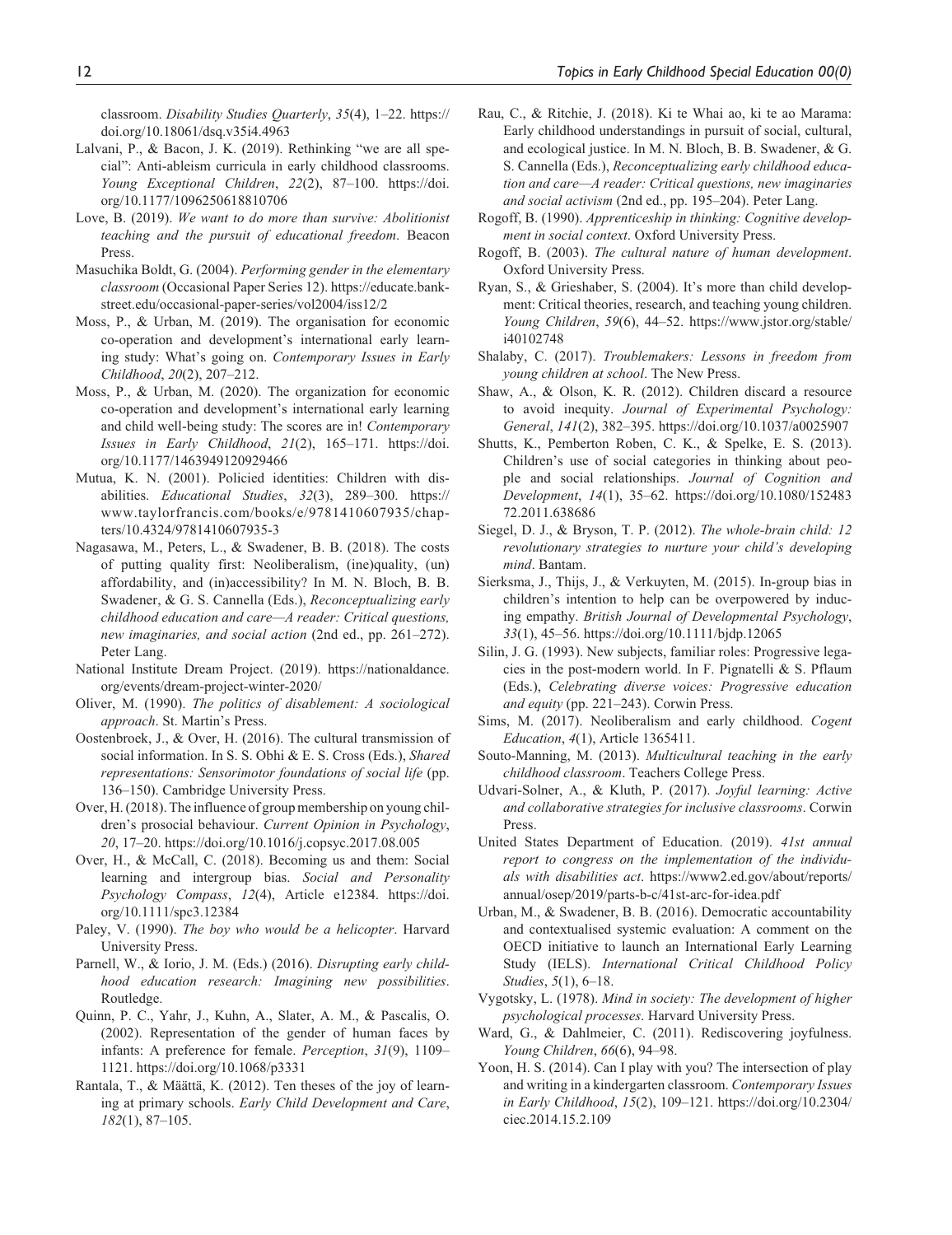classroom. *Disability Studies Quarterly*, *35*(4), 1–22. https://doi.org/10.18061/dsq.v35i4.4963

Lalvani, P., & Bacon, J. K. (2019). Rethinking "we are all special": Anti-ableism curricula in early childhood classrooms. *Young Exceptional Children*, *22*(2), 87–100. https://doi.org/10.1177/1096250618810706

Love, B. (2019). *We want to do more than survive: Abolitionist teaching and the pursuit of educational freedom*. Beacon Press.

Masuchika Boldt, G. (2004). *Performing gender in the elementary classroom* (Occasional Paper Series 12). https://educate.bankstreet.edu/occasional-paper-series/vol2004/iss12/2

Moss, P., & Urban, M. (2019). The organisation for economic co-operation and development's international early learning study: What's going on. *Contemporary Issues in Early Childhood*, *20*(2), 207–212.

Moss, P., & Urban, M. (2020). The organization for economic co-operation and development's international early learning and child well-being study: The scores are in! *Contemporary Issues in Early Childhood*, *21*(2), 165–171. https://doi.org/10.1177/1463949120929466

Mutua, K. N. (2001). Policied identities: Children with disabilities. *Educational Studies*, *32*(3), 289–300. https://www.taylorfrancis.com/books/e/9781410607935/chapters/10.4324/9781410607935-3

Nagasawa, M., Peters, L., & Swadener, B. B. (2018). The costs of putting quality first: Neoliberalism, (ine)quality, (un) affordability, and (in)accessibility? In M. N. Bloch, B. B. Swadener, & G. S. Cannella (Eds.), *Reconceptualizing early childhood education and care—A reader: Critical questions, new imaginaries, and social action* (2nd ed., pp. 261–272). Peter Lang.

National Institute Dream Project. (2019). https://nationaldance.org/events/dream-project-winter-2020/

Oliver, M. (1990). *The politics of disablement: A sociological approach*. St. Martin's Press.

Oostenbroek, J., & Over, H. (2016). The cultural transmission of social information. In S. S. Obhi & E. S. Cross (Eds.), *Shared representations: Sensorimotor foundations of social life* (pp. 136–150). Cambridge University Press.

Over, H. (2018). The influence of group membership on young children's prosocial behaviour. *Current Opinion in Psychology*, *20*, 17–20. https://doi.org/10.1016/j.copsyc.2017.08.005

Over, H., & McCall, C. (2018). Becoming us and them: Social learning and intergroup bias. *Social and Personality Psychology Compass*, *12*(4), Article e12384. https://doi.org/10.1111/spc3.12384

Paley, V. (1990). *The boy who would be a helicopter*. Harvard University Press.

Parnell, W., & Iorio, J. M. (Eds.) (2016). *Disrupting early childhood education research: Imagining new possibilities*. Routledge.

Quinn, P. C., Yahr, J., Kuhn, A., Slater, A. M., & Pascalis, O. (2002). Representation of the gender of human faces by infants: A preference for female. *Perception*, *31*(9), 1109–1121. https://doi.org/10.1068/p3331

Rantala, T., & Määttä, K. (2012). Ten theses of the joy of learning at primary schools. *Early Child Development and Care*, *182*(1), 87–105.

Rau, C., & Ritchie, J. (2018). Ki te Whai ao, ki te ao Marama: Early childhood understandings in pursuit of social, cultural, and ecological justice. In M. N. Bloch, B. B. Swadener, & G. S. Cannella (Eds.), *Reconceptualizing early childhood education and care—A reader: Critical questions, new imaginaries and social activism* (2nd ed., pp. 195–204). Peter Lang.

Rogoff, B. (1990). *Apprenticeship in thinking: Cognitive development in social context*. Oxford University Press.

Rogoff, B. (2003). *The cultural nature of human development*. Oxford University Press.

Ryan, S., & Grieshaber, S. (2004). It's more than child development: Critical theories, research, and teaching young children. *Young Children*, *59*(6), 44–52. https://www.jstor.org/stable/i40102748

Shalaby, C. (2017). *Troublemakers: Lessons in freedom from young children at school*. The New Press.

Shaw, A., & Olson, K. R. (2012). Children discard a resource to avoid inequity. *Journal of Experimental Psychology: General*, *141*(2), 382–395. https://doi.org/10.1037/a0025907

Shutts, K., Pemberton Roben, C. K., & Spelke, E. S. (2013). Children's use of social categories in thinking about people and social relationships. *Journal of Cognition and Development*, *14*(1), 35–62. https://doi.org/10.1080/15248372.2011.638686

Siegel, D. J., & Bryson, T. P. (2012). *The whole-brain child: 12 revolutionary strategies to nurture your child's developing mind*. Bantam.

Sierksma, J., Thijs, J., & Verkuyten, M. (2015). In-group bias in children's intention to help can be overpowered by inducing empathy. *British Journal of Developmental Psychology*, *33*(1), 45–56. https://doi.org/10.1111/bjdp.12065

Silin, J. G. (1993). New subjects, familiar roles: Progressive legacies in the post-modern world. In F. Pignatelli & S. Pflaum (Eds.), *Celebrating diverse voices: Progressive education and equity* (pp. 221–243). Corwin Press.

Sims, M. (2017). Neoliberalism and early childhood. *Cogent Education*, *4*(1), Article 1365411.

Souto-Manning, M. (2013). *Multicultural teaching in the early childhood classroom*. Teachers College Press.

Udvari-Solner, A., & Kluth, P. (2017). *Joyful learning: Active and collaborative strategies for inclusive classrooms*. Corwin Press.

United States Department of Education. (2019). *41st annual report to congress on the implementation of the individuals with disabilities act*. https://www2.ed.gov/about/reports/annual/osep/2019/parts-b-c/41st-arc-for-idea.pdf

Urban, M., & Swadener, B. B. (2016). Democratic accountability and contextualised systemic evaluation: A comment on the OECD initiative to launch an International Early Learning Study (IELS). *International Critical Childhood Policy Studies*, *5*(1), 6–18.

Vygotsky, L. (1978). *Mind in society: The development of higher psychological processes*. Harvard University Press.

Ward, G., & Dahlmeier, C. (2011). Rediscovering joyfulness. *Young Children*, *66*(6), 94–98.

Yoon, H. S. (2014). Can I play with you? The intersection of play and writing in a kindergarten classroom. *Contemporary Issues in Early Childhood*, *15*(2), 109–121. https://doi.org/10.2304/ciec.2014.15.2.109